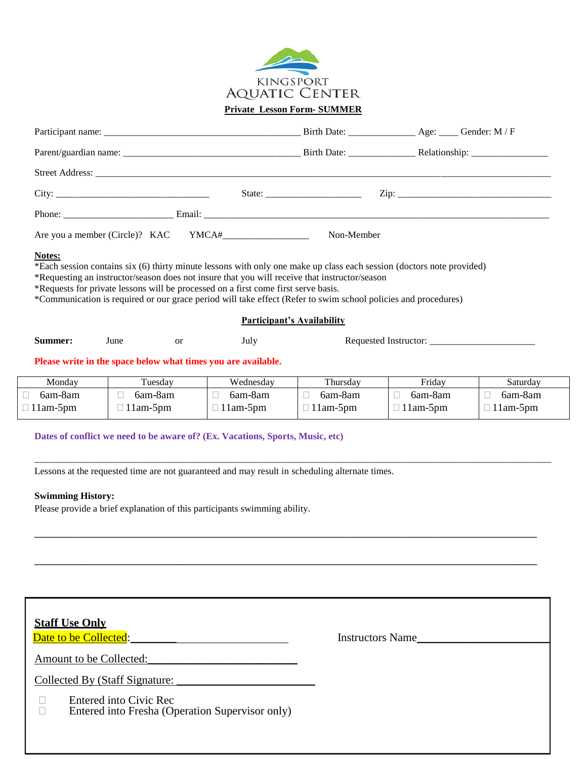KINGSPORT AQUATIC CENTER

**Private Lesson Form- SUMMER**

Participant name: ________________________________________ Birth Date: _____________ Age: ____ Gender: M / F

Parent/guardian name: ____________________________________ Birth Date: _____________ Relationship: _______________

Street Address: ________________________________________________________________________________________

City: ________________________________ State: ____________________ Zip: ________________________________

Phone: _______________________ Email: ___________________________________________________________________

Are you a member (Circle)? KAC YMCA#_________________ Non-Member

**Notes:**

*Each session contains six (6) thirty minute lessons with only one make up class each session (doctors note provided)
*Requesting an instructor/season does not insure that you will receive that instructor/season
*Requests for private lessons will be processed on a first come first serve basis.
*Communication is required or our grace period will take effect (Refer to swim school policies and procedures)

**Participant's Availability**

**Summer:** June or July Requested Instructor: _____________________

**Please write in the space below what times you are available.**

| Monday | Tuesday | Wednesday | Thursday | Friday | Saturday |
|---|---|---|---|---|---|
| ☐ 6am-8am<br>☐ 11am-5pm | ☐ 6am-8am<br>☐ 11am-5pm | ☐ 6am-8am<br>☐ 11am-5pm | ☐ 6am-8am<br>☐ 11am-5pm | ☐ 6am-8am<br>☐ 11am-5pm | ☐ 6am-8am<br>☐ 11am-5pm |

**Dates of conflict we need to be aware of? (Ex. Vacations, Sports, Music, etc)**

__________________________________________________________________________________________

Lessons at the requested time are not guaranteed and may result in scheduling alternate times.

**Swimming History:**

Please provide a brief explanation of this participants swimming ability.

__________________________________________________________________________________________

__________________________________________________________________________________________

**Staff Use Only**

Date to be Collected: ____________________ Instructors Name ______________________

Amount to be Collected: __________________________

Collected By (Staff Signature: _______________________

☐ Entered into Civic Rec
☐ Entered into Fresha (Operation Supervisor only)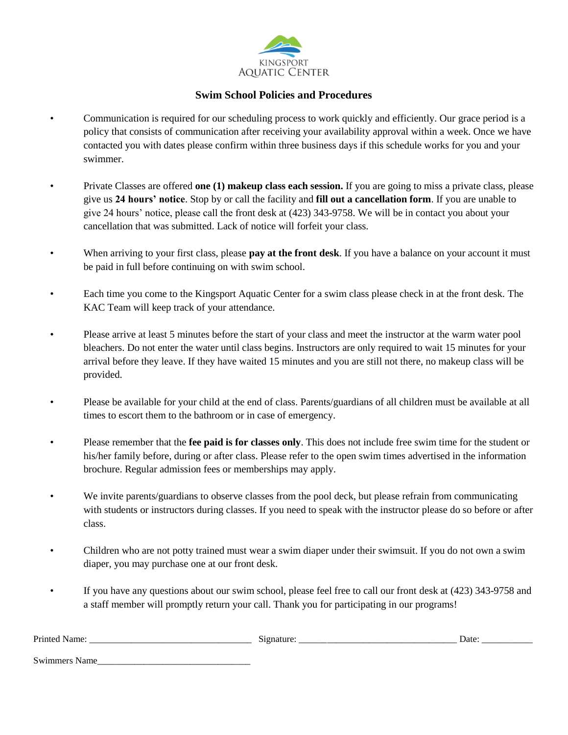KINGSPORT
AQUATIC CENTER

## Swim School Policies and Procedures

- Communication is required for our scheduling process to work quickly and efficiently. Our grace period is a policy that consists of communication after receiving your availability approval within a week. Once we have contacted you with dates please confirm within three business days if this schedule works for you and your swimmer.

- Private Classes are offered **one (1) makeup class each session.** If you are going to miss a private class, please give us **24 hours' notice**. Stop by or call the facility and **fill out a cancellation form**. If you are unable to give 24 hours' notice, please call the front desk at (423) 343-9758. We will be in contact you about your cancellation that was submitted. Lack of notice will forfeit your class.

- When arriving to your first class, please **pay at the front desk**. If you have a balance on your account it must be paid in full before continuing on with swim school.

- Each time you come to the Kingsport Aquatic Center for a swim class please check in at the front desk. The KAC Team will keep track of your attendance.

- Please arrive at least 5 minutes before the start of your class and meet the instructor at the warm water pool bleachers. Do not enter the water until class begins. Instructors are only required to wait 15 minutes for your arrival before they leave. If they have waited 15 minutes and you are still not there, no makeup class will be provided.

- Please be available for your child at the end of class. Parents/guardians of all children must be available at all times to escort them to the bathroom or in case of emergency.

- Please remember that the **fee paid is for classes only**. This does not include free swim time for the student or his/her family before, during or after class. Please refer to the open swim times advertised in the information brochure. Regular admission fees or memberships may apply.

- We invite parents/guardians to observe classes from the pool deck, but please refrain from communicating with students or instructors during classes. If you need to speak with the instructor please do so before or after class.

- Children who are not potty trained must wear a swim diaper under their swimsuit. If you do not own a swim diaper, you may purchase one at our front desk.

- If you have any questions about our swim school, please feel free to call our front desk at (423) 343-9758 and a staff member will promptly return your call. Thank you for participating in our programs!

Printed Name: ______________________________ Signature: ______________________________ Date: __________

Swimmers Name______________________________